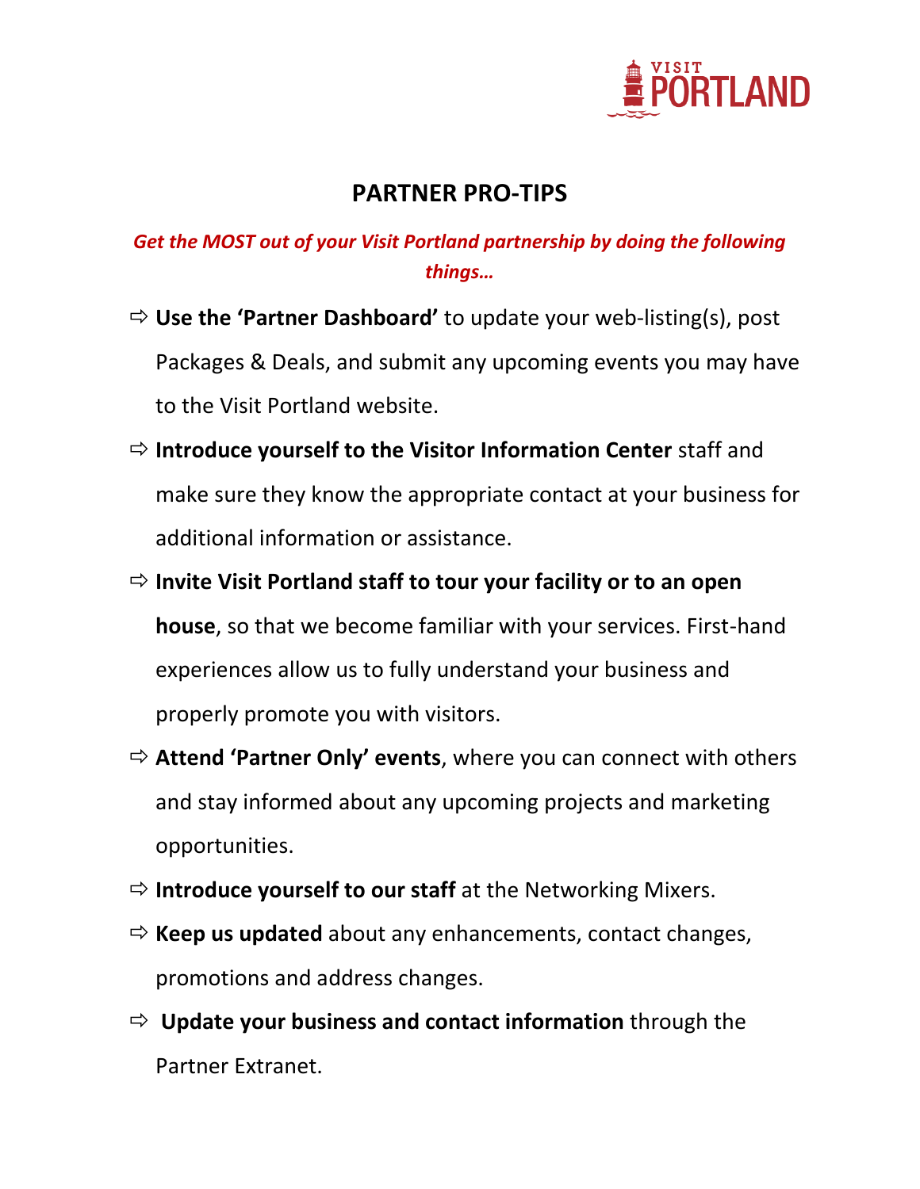# PARTNER PRO-TIPS

***Get the MOST out of your Visit Portland partnership by doing the following things…***

- ⇨ **Use the 'Partner Dashboard'** to update your web-listing(s), post Packages & Deals, and submit any upcoming events you may have to the Visit Portland website.
- ⇨ **Introduce yourself to the Visitor Information Center** staff and make sure they know the appropriate contact at your business for additional information or assistance.
- ⇨ **Invite Visit Portland staff to tour your facility or to an open house**, so that we become familiar with your services. First-hand experiences allow us to fully understand your business and properly promote you with visitors.
- ⇨ **Attend 'Partner Only' events**, where you can connect with others and stay informed about any upcoming projects and marketing opportunities.
- ⇨ **Introduce yourself to our staff** at the Networking Mixers.
- ⇨ **Keep us updated** about any enhancements, contact changes, promotions and address changes.
- ⇨ **Update your business and contact information** through the Partner Extranet.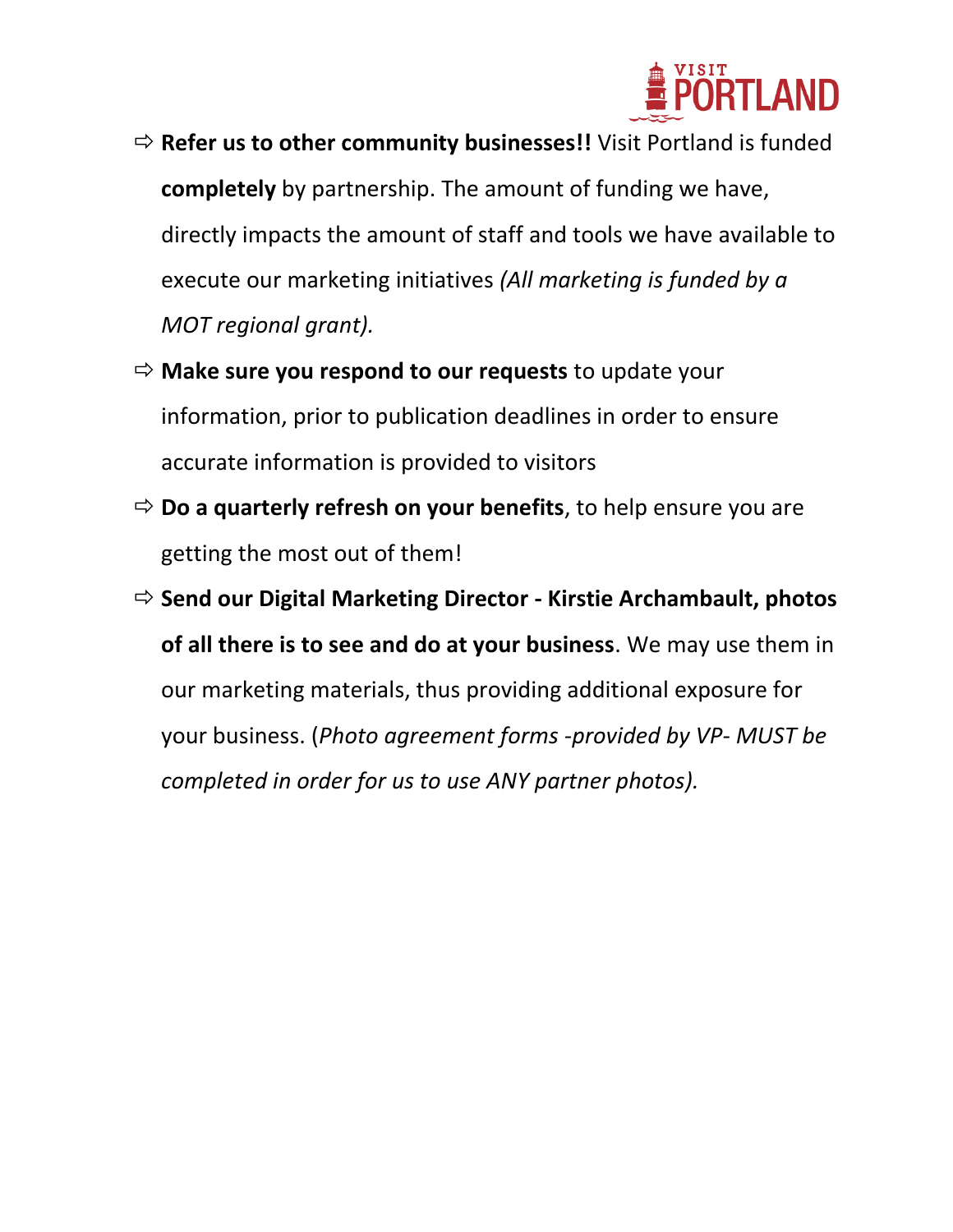- **Refer us to other community businesses!!** Visit Portland is funded **completely** by partnership. The amount of funding we have, directly impacts the amount of staff and tools we have available to execute our marketing initiatives *(All marketing is funded by a MOT regional grant).*
- **Make sure you respond to our requests** to update your information, prior to publication deadlines in order to ensure accurate information is provided to visitors
- **Do a quarterly refresh on your benefits**, to help ensure you are getting the most out of them!
- **Send our Digital Marketing Director - Kirstie Archambault, photos of all there is to see and do at your business**. We may use them in our marketing materials, thus providing additional exposure for your business. (*Photo agreement forms -provided by VP- MUST be completed in order for us to use ANY partner photos).*